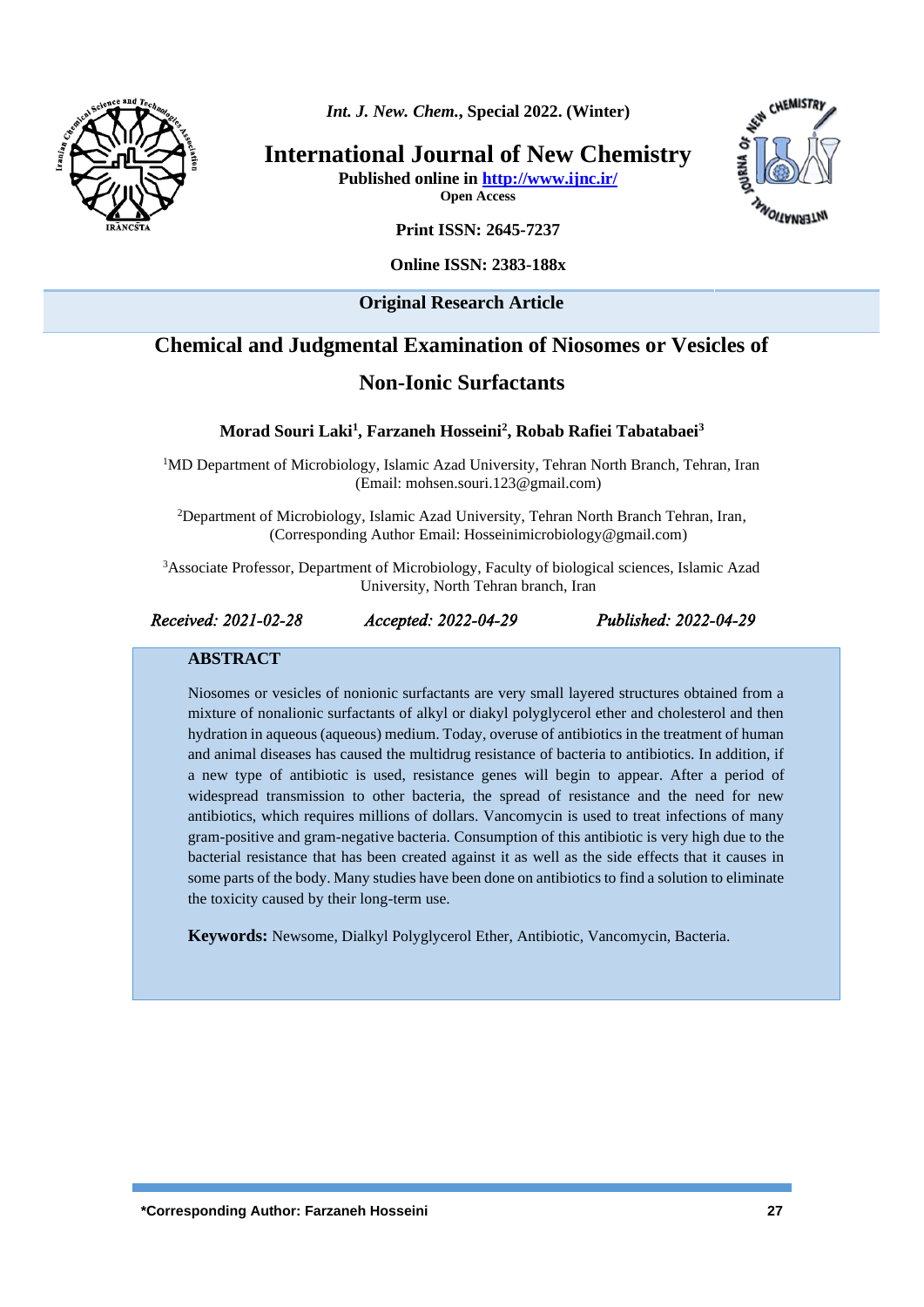**Original Research Article**

# Chemical and Judgmental Examination of Niosomes or Vesicles of Non-Ionic Surfactants

**Morad Souri Laki[1], Farzaneh Hosseini[2], Robab Rafiei Tabatabaei[3]**

[1]MD Department of Microbiology, Islamic Azad University, Tehran North Branch, Tehran, Iran (Email: mohsen.souri.123@gmail.com)

[2]Department of Microbiology, Islamic Azad University, Tehran North Branch Tehran, Iran, (Corresponding Author Email: Hosseinimicrobiology@gmail.com)

[3]Associate Professor, Department of Microbiology, Faculty of biological sciences, Islamic Azad University, North Tehran branch, Iran

*Received: 2021-02-28* *Accepted: 2022-04-29* *Published: 2022-04-29*

## ABSTRACT

Niosomes or vesicles of nonionic surfactants are very small layered structures obtained from a mixture of nonalionic surfactants of alkyl or diakyl polyglycerol ether and cholesterol and then hydration in aqueous (aqueous) medium. Today, overuse of antibiotics in the treatment of human and animal diseases has caused the multidrug resistance of bacteria to antibiotics. In addition, if a new type of antibiotic is used, resistance genes will begin to appear. After a period of widespread transmission to other bacteria, the spread of resistance and the need for new antibiotics, which requires millions of dollars. Vancomycin is used to treat infections of many gram-positive and gram-negative bacteria. Consumption of this antibiotic is very high due to the bacterial resistance that has been created against it as well as the side effects that it causes in some parts of the body. Many studies have been done on antibiotics to find a solution to eliminate the toxicity caused by their long-term use.

**Keywords:** Newsome, Dialkyl Polyglycerol Ether, Antibiotic, Vancomycin, Bacteria.

*Corresponding Author: Farzaneh Hosseini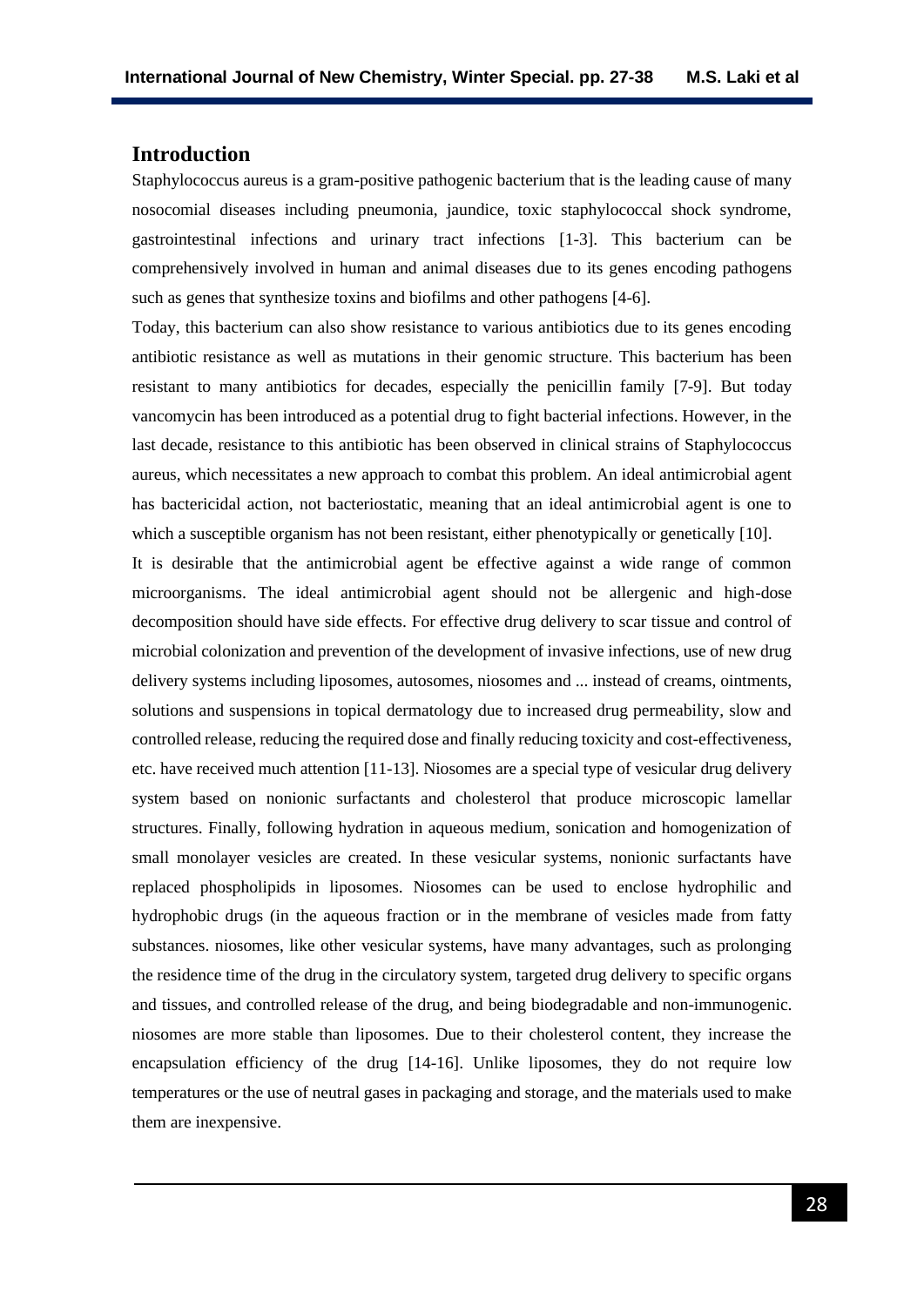## Introduction

Staphylococcus aureus is a gram-positive pathogenic bacterium that is the leading cause of many nosocomial diseases including pneumonia, jaundice, toxic staphylococcal shock syndrome, gastrointestinal infections and urinary tract infections [1-3]. This bacterium can be comprehensively involved in human and animal diseases due to its genes encoding pathogens such as genes that synthesize toxins and biofilms and other pathogens [4-6].

Today, this bacterium can also show resistance to various antibiotics due to its genes encoding antibiotic resistance as well as mutations in their genomic structure. This bacterium has been resistant to many antibiotics for decades, especially the penicillin family [7-9]. But today vancomycin has been introduced as a potential drug to fight bacterial infections. However, in the last decade, resistance to this antibiotic has been observed in clinical strains of Staphylococcus aureus, which necessitates a new approach to combat this problem. An ideal antimicrobial agent has bactericidal action, not bacteriostatic, meaning that an ideal antimicrobial agent is one to which a susceptible organism has not been resistant, either phenotypically or genetically [10].

It is desirable that the antimicrobial agent be effective against a wide range of common microorganisms. The ideal antimicrobial agent should not be allergenic and high-dose decomposition should have side effects. For effective drug delivery to scar tissue and control of microbial colonization and prevention of the development of invasive infections, use of new drug delivery systems including liposomes, autosomes, niosomes and ... instead of creams, ointments, solutions and suspensions in topical dermatology due to increased drug permeability, slow and controlled release, reducing the required dose and finally reducing toxicity and cost-effectiveness, etc. have received much attention [11-13]. Niosomes are a special type of vesicular drug delivery system based on nonionic surfactants and cholesterol that produce microscopic lamellar structures. Finally, following hydration in aqueous medium, sonication and homogenization of small monolayer vesicles are created. In these vesicular systems, nonionic surfactants have replaced phospholipids in liposomes. Niosomes can be used to enclose hydrophilic and hydrophobic drugs (in the aqueous fraction or in the membrane of vesicles made from fatty substances. niosomes, like other vesicular systems, have many advantages, such as prolonging the residence time of the drug in the circulatory system, targeted drug delivery to specific organs and tissues, and controlled release of the drug, and being biodegradable and non-immunogenic. niosomes are more stable than liposomes. Due to their cholesterol content, they increase the encapsulation efficiency of the drug [14-16]. Unlike liposomes, they do not require low temperatures or the use of neutral gases in packaging and storage, and the materials used to make them are inexpensive.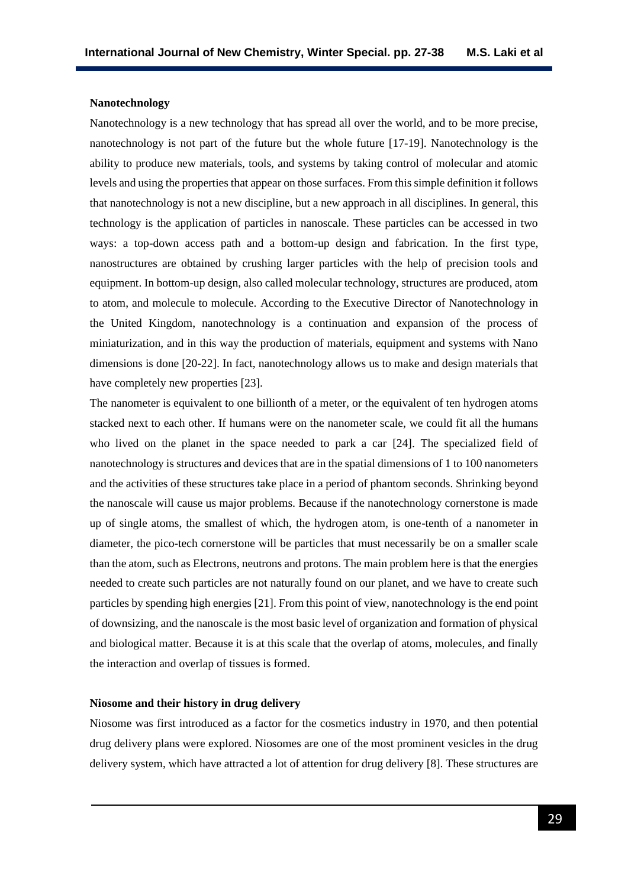**Nanotechnology**

Nanotechnology is a new technology that has spread all over the world, and to be more precise, nanotechnology is not part of the future but the whole future [17-19]. Nanotechnology is the ability to produce new materials, tools, and systems by taking control of molecular and atomic levels and using the properties that appear on those surfaces. From this simple definition it follows that nanotechnology is not a new discipline, but a new approach in all disciplines. In general, this technology is the application of particles in nanoscale. These particles can be accessed in two ways: a top-down access path and a bottom-up design and fabrication. In the first type, nanostructures are obtained by crushing larger particles with the help of precision tools and equipment. In bottom-up design, also called molecular technology, structures are produced, atom to atom, and molecule to molecule. According to the Executive Director of Nanotechnology in the United Kingdom, nanotechnology is a continuation and expansion of the process of miniaturization, and in this way the production of materials, equipment and systems with Nano dimensions is done [20-22]. In fact, nanotechnology allows us to make and design materials that have completely new properties [23].

The nanometer is equivalent to one billionth of a meter, or the equivalent of ten hydrogen atoms stacked next to each other. If humans were on the nanometer scale, we could fit all the humans who lived on the planet in the space needed to park a car [24]. The specialized field of nanotechnology is structures and devices that are in the spatial dimensions of 1 to 100 nanometers and the activities of these structures take place in a period of phantom seconds. Shrinking beyond the nanoscale will cause us major problems. Because if the nanotechnology cornerstone is made up of single atoms, the smallest of which, the hydrogen atom, is one-tenth of a nanometer in diameter, the pico-tech cornerstone will be particles that must necessarily be on a smaller scale than the atom, such as Electrons, neutrons and protons. The main problem here is that the energies needed to create such particles are not naturally found on our planet, and we have to create such particles by spending high energies [21]. From this point of view, nanotechnology is the end point of downsizing, and the nanoscale is the most basic level of organization and formation of physical and biological matter. Because it is at this scale that the overlap of atoms, molecules, and finally the interaction and overlap of tissues is formed.

**Niosome and their history in drug delivery**

Niosome was first introduced as a factor for the cosmetics industry in 1970, and then potential drug delivery plans were explored. Niosomes are one of the most prominent vesicles in the drug delivery system, which have attracted a lot of attention for drug delivery [8]. These structures are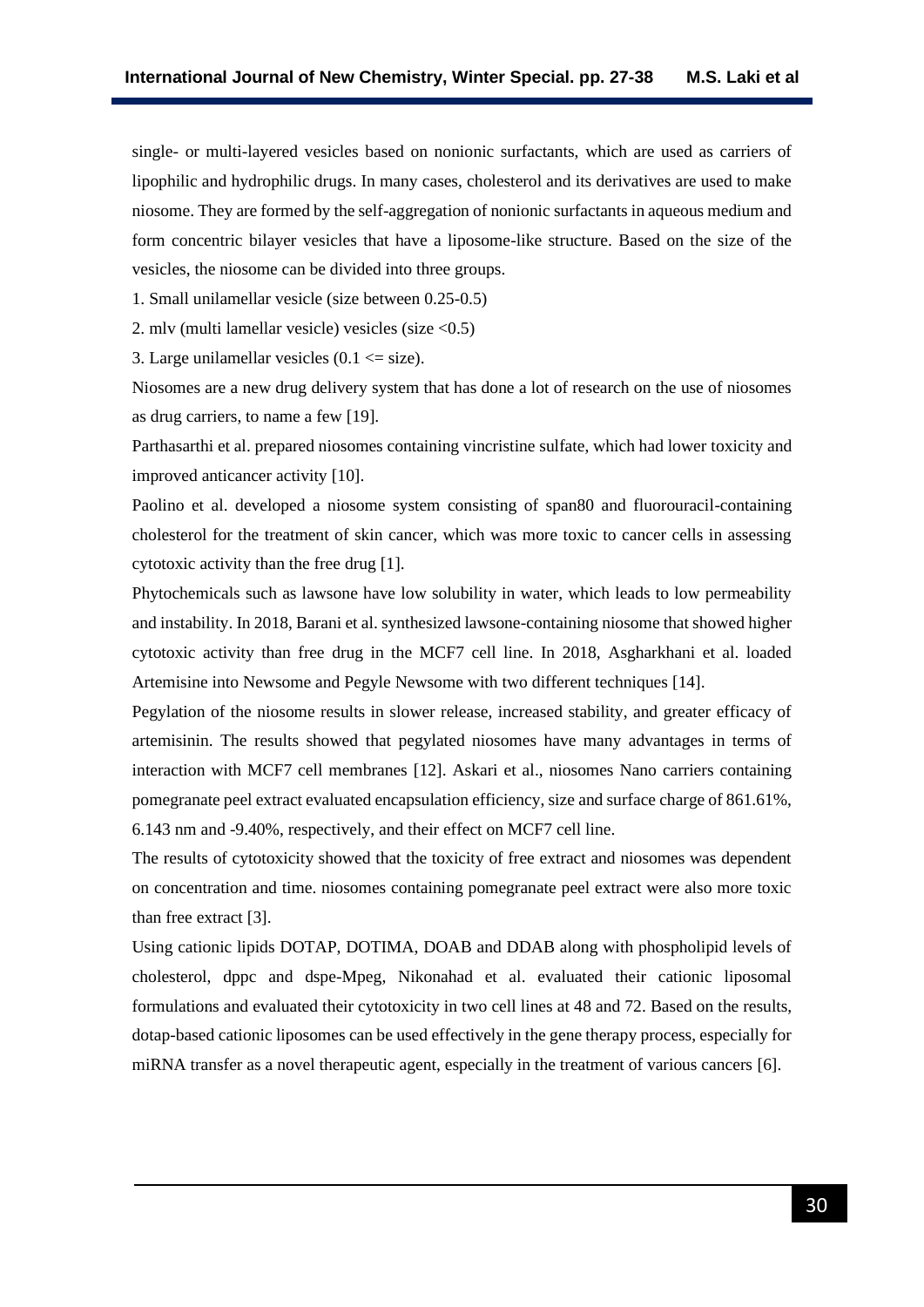single- or multi-layered vesicles based on nonionic surfactants, which are used as carriers of lipophilic and hydrophilic drugs. In many cases, cholesterol and its derivatives are used to make niosome. They are formed by the self-aggregation of nonionic surfactants in aqueous medium and form concentric bilayer vesicles that have a liposome-like structure. Based on the size of the vesicles, the niosome can be divided into three groups.

1. Small unilamellar vesicle (size between 0.25-0.5)
2. mlv (multi lamellar vesicle) vesicles (size <0.5)
3. Large unilamellar vesicles (0.1 <= size).

Niosomes are a new drug delivery system that has done a lot of research on the use of niosomes as drug carriers, to name a few [19].

Parthasarthi et al. prepared niosomes containing vincristine sulfate, which had lower toxicity and improved anticancer activity [10].

Paolino et al. developed a niosome system consisting of span80 and fluorouracil-containing cholesterol for the treatment of skin cancer, which was more toxic to cancer cells in assessing cytotoxic activity than the free drug [1].

Phytochemicals such as lawsone have low solubility in water, which leads to low permeability and instability. In 2018, Barani et al. synthesized lawsone-containing niosome that showed higher cytotoxic activity than free drug in the MCF7 cell line. In 2018, Asgharkhani et al. loaded Artemisine into Newsome and Pegyle Newsome with two different techniques [14].

Pegylation of the niosome results in slower release, increased stability, and greater efficacy of artemisinin. The results showed that pegylated niosomes have many advantages in terms of interaction with MCF7 cell membranes [12]. Askari et al., niosomes Nano carriers containing pomegranate peel extract evaluated encapsulation efficiency, size and surface charge of 861.61%, 6.143 nm and -9.40%, respectively, and their effect on MCF7 cell line.

The results of cytotoxicity showed that the toxicity of free extract and niosomes was dependent on concentration and time. niosomes containing pomegranate peel extract were also more toxic than free extract [3].

Using cationic lipids DOTAP, DOTIMA, DOAB and DDAB along with phospholipid levels of cholesterol, dppc and dspe-Mpeg, Nikonahad et al. evaluated their cationic liposomal formulations and evaluated their cytotoxicity in two cell lines at 48 and 72. Based on the results, dotap-based cationic liposomes can be used effectively in the gene therapy process, especially for miRNA transfer as a novel therapeutic agent, especially in the treatment of various cancers [6].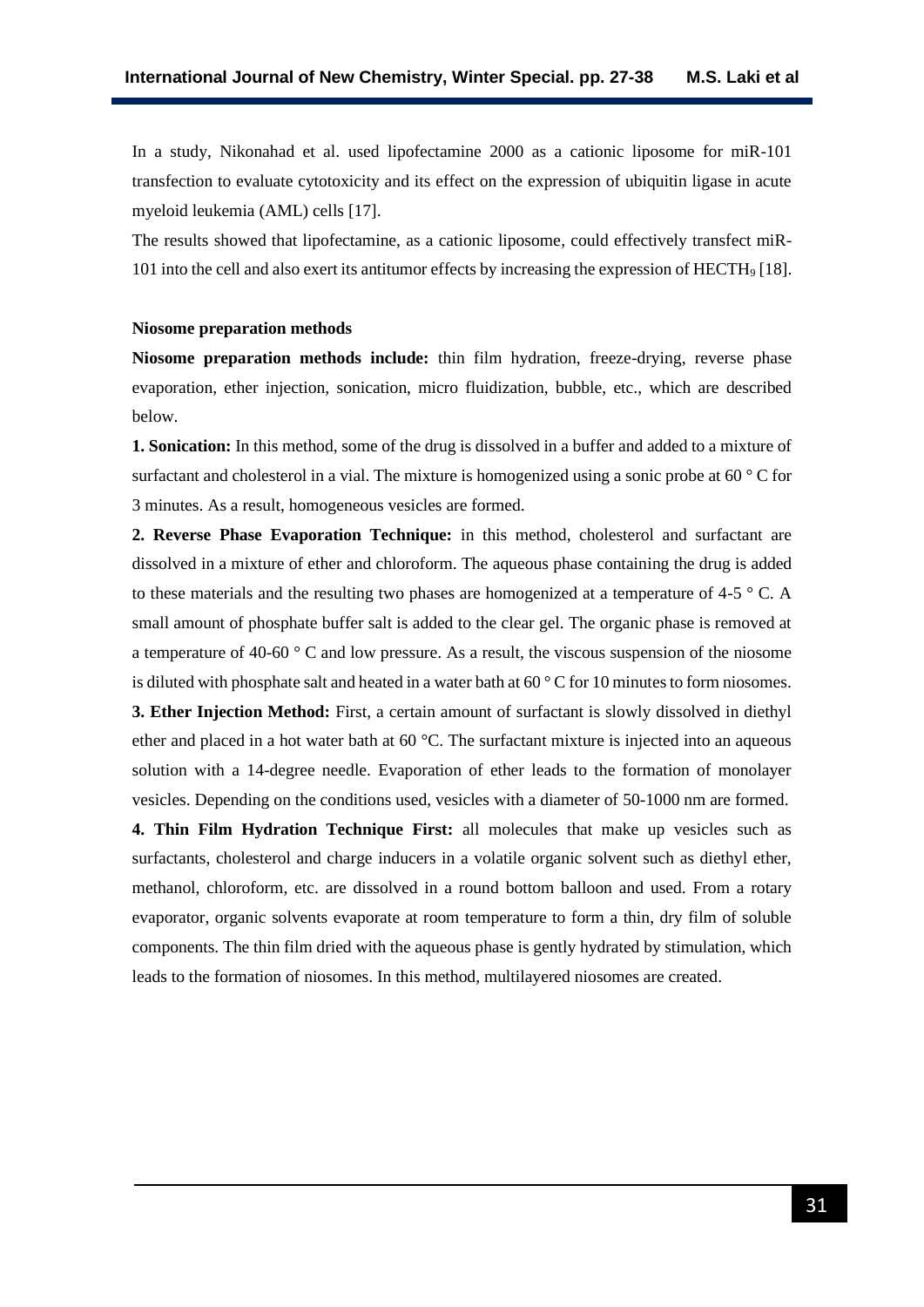In a study, Nikonahad et al. used lipofectamine 2000 as a cationic liposome for miR-101 transfection to evaluate cytotoxicity and its effect on the expression of ubiquitin ligase in acute myeloid leukemia (AML) cells [17].

The results showed that lipofectamine, as a cationic liposome, could effectively transfect miR-101 into the cell and also exert its antitumor effects by increasing the expression of $HECTH_9$ [18].

**Niosome preparation methods**

**Niosome preparation methods include:** thin film hydration, freeze-drying, reverse phase evaporation, ether injection, sonication, micro fluidization, bubble, etc., which are described below.

**1. Sonication:** In this method, some of the drug is dissolved in a buffer and added to a mixture of surfactant and cholesterol in a vial. The mixture is homogenized using a sonic probe at 60 ° C for 3 minutes. As a result, homogeneous vesicles are formed.

**2. Reverse Phase Evaporation Technique:** in this method, cholesterol and surfactant are dissolved in a mixture of ether and chloroform. The aqueous phase containing the drug is added to these materials and the resulting two phases are homogenized at a temperature of 4-5 ° C. A small amount of phosphate buffer salt is added to the clear gel. The organic phase is removed at a temperature of 40-60 ° C and low pressure. As a result, the viscous suspension of the niosome is diluted with phosphate salt and heated in a water bath at 60 ° C for 10 minutes to form niosomes.

**3. Ether Injection Method:** First, a certain amount of surfactant is slowly dissolved in diethyl ether and placed in a hot water bath at 60 °C. The surfactant mixture is injected into an aqueous solution with a 14-degree needle. Evaporation of ether leads to the formation of monolayer vesicles. Depending on the conditions used, vesicles with a diameter of 50-1000 nm are formed.

**4. Thin Film Hydration Technique First:** all molecules that make up vesicles such as surfactants, cholesterol and charge inducers in a volatile organic solvent such as diethyl ether, methanol, chloroform, etc. are dissolved in a round bottom balloon and used. From a rotary evaporator, organic solvents evaporate at room temperature to form a thin, dry film of soluble components. The thin film dried with the aqueous phase is gently hydrated by stimulation, which leads to the formation of niosomes. In this method, multilayered niosomes are created.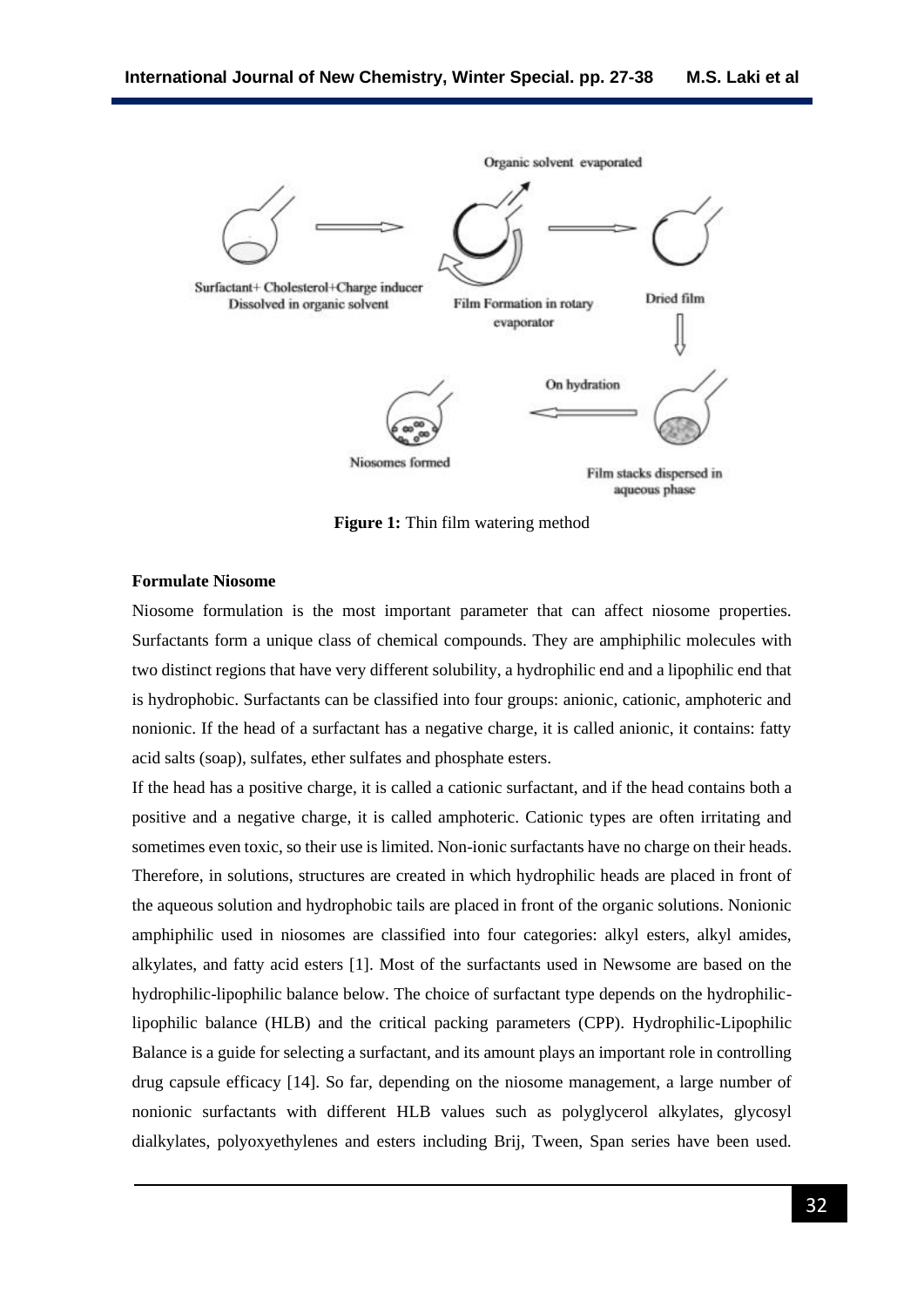Figure 1: Thin film watering method

**Formulate Niosome**

Niosome formulation is the most important parameter that can affect niosome properties. Surfactants form a unique class of chemical compounds. They are amphiphilic molecules with two distinct regions that have very different solubility, a hydrophilic end and a lipophilic end that is hydrophobic. Surfactants can be classified into four groups: anionic, cationic, amphoteric and nonionic. If the head of a surfactant has a negative charge, it is called anionic, it contains: fatty acid salts (soap), sulfates, ether sulfates and phosphate esters.

If the head has a positive charge, it is called a cationic surfactant, and if the head contains both a positive and a negative charge, it is called amphoteric. Cationic types are often irritating and sometimes even toxic, so their use is limited. Non-ionic surfactants have no charge on their heads. Therefore, in solutions, structures are created in which hydrophilic heads are placed in front of the aqueous solution and hydrophobic tails are placed in front of the organic solutions. Nonionic amphiphilic used in niosomes are classified into four categories: alkyl esters, alkyl amides, alkylates, and fatty acid esters [1]. Most of the surfactants used in Newsome are based on the hydrophilic-lipophilic balance below. The choice of surfactant type depends on the hydrophilic-lipophilic balance (HLB) and the critical packing parameters (CPP). Hydrophilic-Lipophilic Balance is a guide for selecting a surfactant, and its amount plays an important role in controlling drug capsule efficacy [14]. So far, depending on the niosome management, a large number of nonionic surfactants with different HLB values such as polyglycerol alkylates, glycosyl dialkylates, polyoxyethylenes and esters including Brij, Tween, Span series have been used.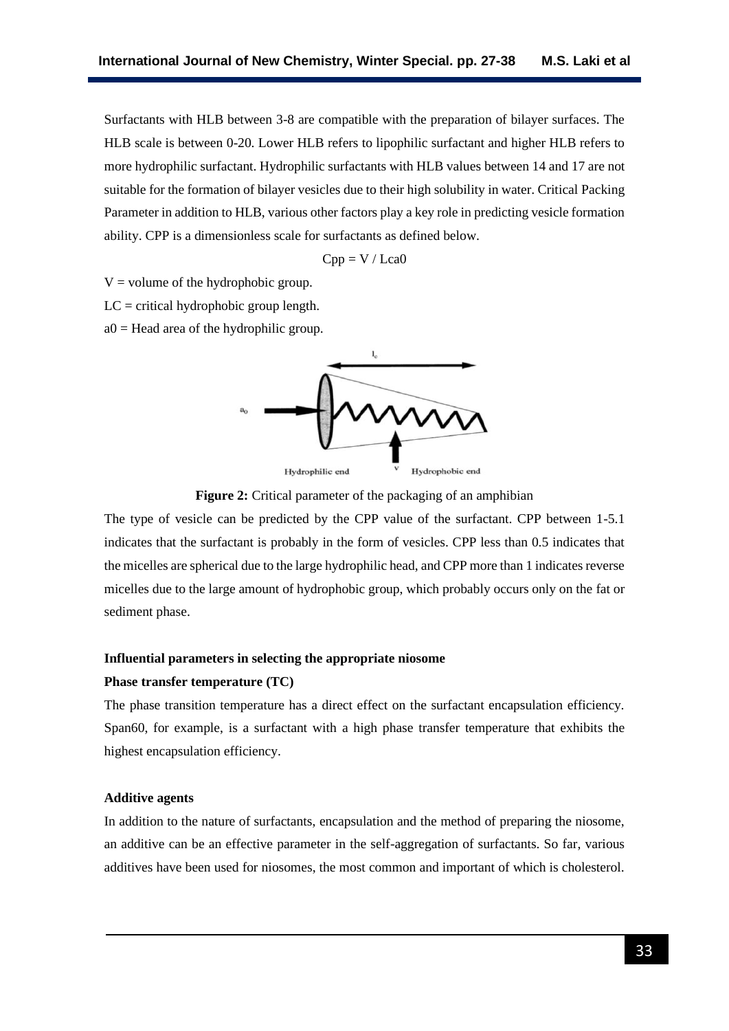Surfactants with HLB between 3-8 are compatible with the preparation of bilayer surfaces. The HLB scale is between 0-20. Lower HLB refers to lipophilic surfactant and higher HLB refers to more hydrophilic surfactant. Hydrophilic surfactants with HLB values between 14 and 17 are not suitable for the formation of bilayer vesicles due to their high solubility in water. Critical Packing Parameter in addition to HLB, various other factors play a key role in predicting vesicle formation ability. CPP is a dimensionless scale for surfactants as defined below.

$$Cpp = V / Lca0$$

V = volume of the hydrophobic group.

LC = critical hydrophobic group length.

a0 = Head area of the hydrophilic group.

**Figure 2:** Critical parameter of the packaging of an amphibian

The type of vesicle can be predicted by the CPP value of the surfactant. CPP between 1-5.1 indicates that the surfactant is probably in the form of vesicles. CPP less than 0.5 indicates that the micelles are spherical due to the large hydrophilic head, and CPP more than 1 indicates reverse micelles due to the large amount of hydrophobic group, which probably occurs only on the fat or sediment phase.

**Influential parameters in selecting the appropriate niosome**

**Phase transfer temperature (TC)**

The phase transition temperature has a direct effect on the surfactant encapsulation efficiency. Span60, for example, is a surfactant with a high phase transfer temperature that exhibits the highest encapsulation efficiency.

**Additive agents**

In addition to the nature of surfactants, encapsulation and the method of preparing the niosome, an additive can be an effective parameter in the self-aggregation of surfactants. So far, various additives have been used for niosomes, the most common and important of which is cholesterol.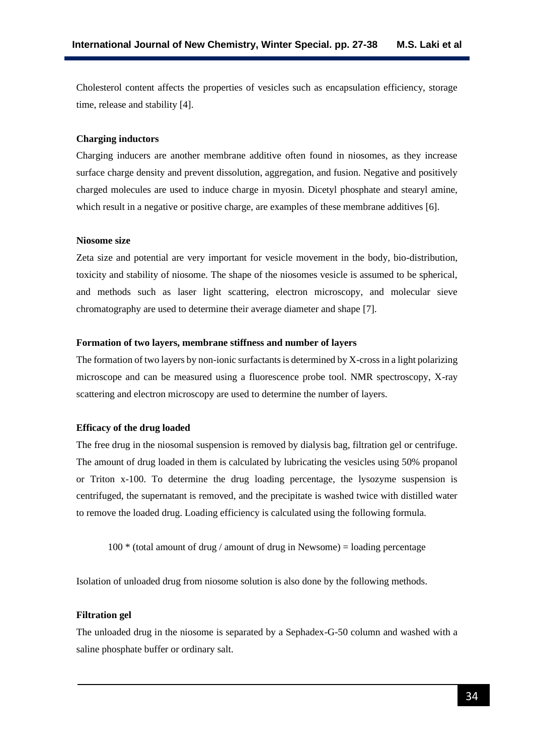Cholesterol content affects the properties of vesicles such as encapsulation efficiency, storage time, release and stability [4].

### Charging inductors

Charging inducers are another membrane additive often found in niosomes, as they increase surface charge density and prevent dissolution, aggregation, and fusion. Negative and positively charged molecules are used to induce charge in myosin. Dicetyl phosphate and stearyl amine, which result in a negative or positive charge, are examples of these membrane additives [6].

### Niosome size

Zeta size and potential are very important for vesicle movement in the body, bio-distribution, toxicity and stability of niosome. The shape of the niosomes vesicle is assumed to be spherical, and methods such as laser light scattering, electron microscopy, and molecular sieve chromatography are used to determine their average diameter and shape [7].

### Formation of two layers, membrane stiffness and number of layers

The formation of two layers by non-ionic surfactants is determined by X-cross in a light polarizing microscope and can be measured using a fluorescence probe tool. NMR spectroscopy, X-ray scattering and electron microscopy are used to determine the number of layers.

### Efficacy of the drug loaded

The free drug in the niosomal suspension is removed by dialysis bag, filtration gel or centrifuge. The amount of drug loaded in them is calculated by lubricating the vesicles using 50% propanol or Triton x-100. To determine the drug loading percentage, the lysozyme suspension is centrifuged, the supernatant is removed, and the precipitate is washed twice with distilled water to remove the loaded drug. Loading efficiency is calculated using the following formula.

100 * (total amount of drug / amount of drug in Newsome) = loading percentage

Isolation of unloaded drug from niosome solution is also done by the following methods.

### Filtration gel

The unloaded drug in the niosome is separated by a Sephadex-G-50 column and washed with a saline phosphate buffer or ordinary salt.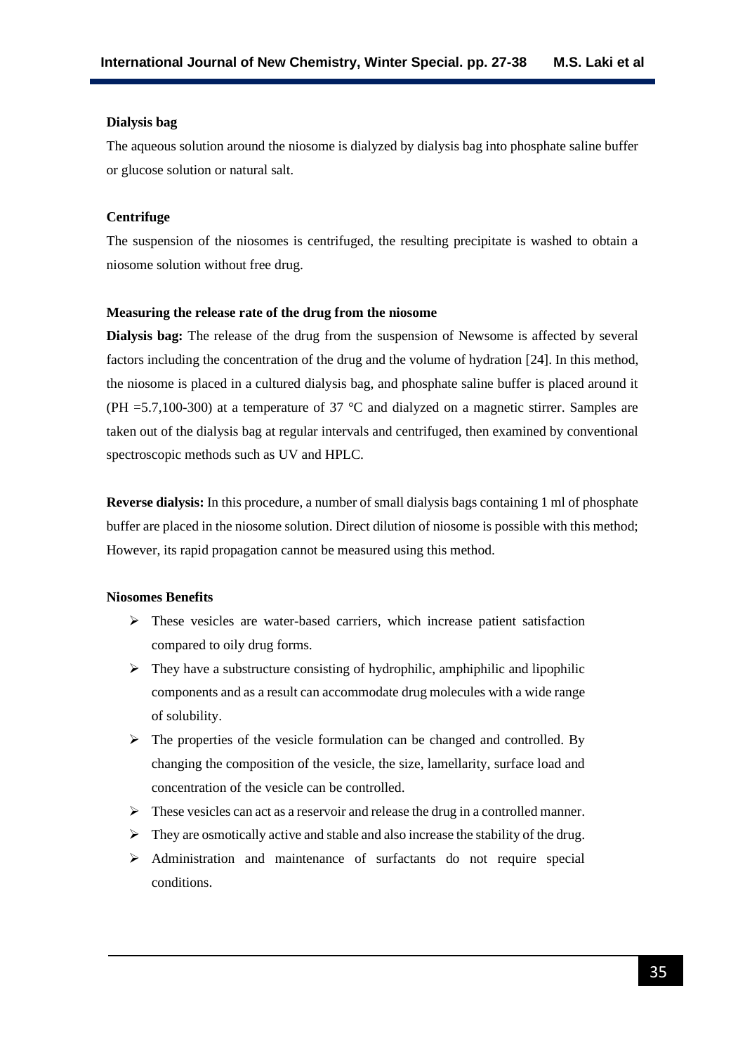**Dialysis bag**

The aqueous solution around the niosome is dialyzed by dialysis bag into phosphate saline buffer or glucose solution or natural salt.

**Centrifuge**

The suspension of the niosomes is centrifuged, the resulting precipitate is washed to obtain a niosome solution without free drug.

**Measuring the release rate of the drug from the niosome**

**Dialysis bag:** The release of the drug from the suspension of Newsome is affected by several factors including the concentration of the drug and the volume of hydration [24]. In this method, the niosome is placed in a cultured dialysis bag, and phosphate saline buffer is placed around it (PH =5.7,100-300) at a temperature of 37 °C and dialyzed on a magnetic stirrer. Samples are taken out of the dialysis bag at regular intervals and centrifuged, then examined by conventional spectroscopic methods such as UV and HPLC.

**Reverse dialysis:** In this procedure, a number of small dialysis bags containing 1 ml of phosphate buffer are placed in the niosome solution. Direct dilution of niosome is possible with this method; However, its rapid propagation cannot be measured using this method.

**Niosomes Benefits**

- These vesicles are water-based carriers, which increase patient satisfaction compared to oily drug forms.
- They have a substructure consisting of hydrophilic, amphiphilic and lipophilic components and as a result can accommodate drug molecules with a wide range of solubility.
- The properties of the vesicle formulation can be changed and controlled. By changing the composition of the vesicle, the size, lamellarity, surface load and concentration of the vesicle can be controlled.
- These vesicles can act as a reservoir and release the drug in a controlled manner.
- They are osmotically active and stable and also increase the stability of the drug.
- Administration and maintenance of surfactants do not require special conditions.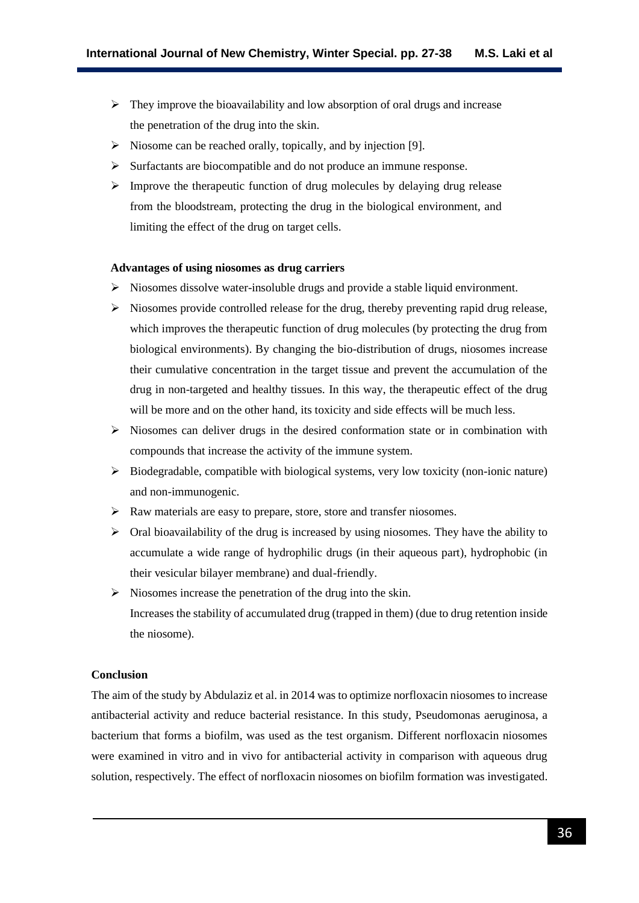- They improve the bioavailability and low absorption of oral drugs and increase the penetration of the drug into the skin.
- Niosome can be reached orally, topically, and by injection [9].
- Surfactants are biocompatible and do not produce an immune response.
- Improve the therapeutic function of drug molecules by delaying drug release from the bloodstream, protecting the drug in the biological environment, and limiting the effect of the drug on target cells.

**Advantages of using niosomes as drug carriers**

- Niosomes dissolve water-insoluble drugs and provide a stable liquid environment.
- Niosomes provide controlled release for the drug, thereby preventing rapid drug release, which improves the therapeutic function of drug molecules (by protecting the drug from biological environments). By changing the bio-distribution of drugs, niosomes increase their cumulative concentration in the target tissue and prevent the accumulation of the drug in non-targeted and healthy tissues. In this way, the therapeutic effect of the drug will be more and on the other hand, its toxicity and side effects will be much less.
- Niosomes can deliver drugs in the desired conformation state or in combination with compounds that increase the activity of the immune system.
- Biodegradable, compatible with biological systems, very low toxicity (non-ionic nature) and non-immunogenic.
- Raw materials are easy to prepare, store, store and transfer niosomes.
- Oral bioavailability of the drug is increased by using niosomes. They have the ability to accumulate a wide range of hydrophilic drugs (in their aqueous part), hydrophobic (in their vesicular bilayer membrane) and dual-friendly.
- Niosomes increase the penetration of the drug into the skin.
  Increases the stability of accumulated drug (trapped in them) (due to drug retention inside the niosome).

**Conclusion**

The aim of the study by Abdulaziz et al. in 2014 was to optimize norfloxacin niosomes to increase antibacterial activity and reduce bacterial resistance. In this study, Pseudomonas aeruginosa, a bacterium that forms a biofilm, was used as the test organism. Different norfloxacin niosomes were examined in vitro and in vivo for antibacterial activity in comparison with aqueous drug solution, respectively. The effect of norfloxacin niosomes on biofilm formation was investigated.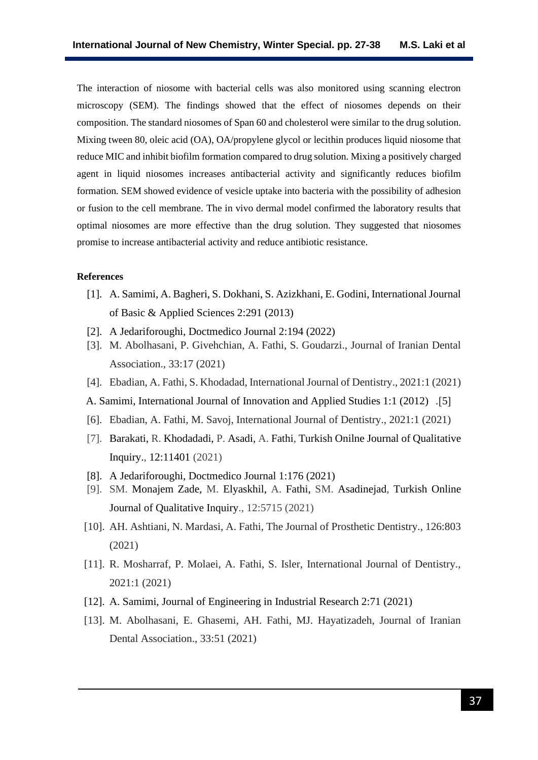The interaction of niosome with bacterial cells was also monitored using scanning electron microscopy (SEM). The findings showed that the effect of niosomes depends on their composition. The standard niosomes of Span 60 and cholesterol were similar to the drug solution. Mixing tween 80, oleic acid (OA), OA/propylene glycol or lecithin produces liquid niosome that reduce MIC and inhibit biofilm formation compared to drug solution. Mixing a positively charged agent in liquid niosomes increases antibacterial activity and significantly reduces biofilm formation. SEM showed evidence of vesicle uptake into bacteria with the possibility of adhesion or fusion to the cell membrane. The in vivo dermal model confirmed the laboratory results that optimal niosomes are more effective than the drug solution. They suggested that niosomes promise to increase antibacterial activity and reduce antibiotic resistance.

**References**

[1]. A. Samimi, A. Bagheri, S. Dokhani, S. Azizkhani, E. Godini, International Journal of Basic & Applied Sciences 2:291 (2013)

[2]. A Jedariforoughi, Doctmedico Journal 2:194 (2022)

[3]. M. Abolhasani, P. Givehchian, A. Fathi, S. Goudarzi., Journal of Iranian Dental Association., 33:17 (2021)

[4]. Ebadian, A. Fathi, S. Khodadad, International Journal of Dentistry., 2021:1 (2021)

A. Samimi, International Journal of Innovation and Applied Studies 1:1 (2012) .[5]

[6]. Ebadian, A. Fathi, M. Savoj, International Journal of Dentistry., 2021:1 (2021)

[7]. Barakati, R. Khodadadi, P. Asadi, A. Fathi, Turkish Onilne Journal of Qualitative Inquiry., 12:11401 (2021)

[8]. A Jedariforoughi, Doctmedico Journal 1:176 (2021)

[9]. SM. Monajem Zade, M. Elyaskhil, A. Fathi, SM. Asadinejad, Turkish Online Journal of Qualitative Inquiry., 12:5715 (2021)

[10]. AH. Ashtiani, N. Mardasi, A. Fathi, The Journal of Prosthetic Dentistry., 126:803 (2021)

[11]. R. Mosharraf, P. Molaei, A. Fathi, S. Isler, International Journal of Dentistry., 2021:1 (2021)

[12]. A. Samimi, Journal of Engineering in Industrial Research 2:71 (2021)

[13]. M. Abolhasani, E. Ghasemi, AH. Fathi, MJ. Hayatizadeh, Journal of Iranian Dental Association., 33:51 (2021)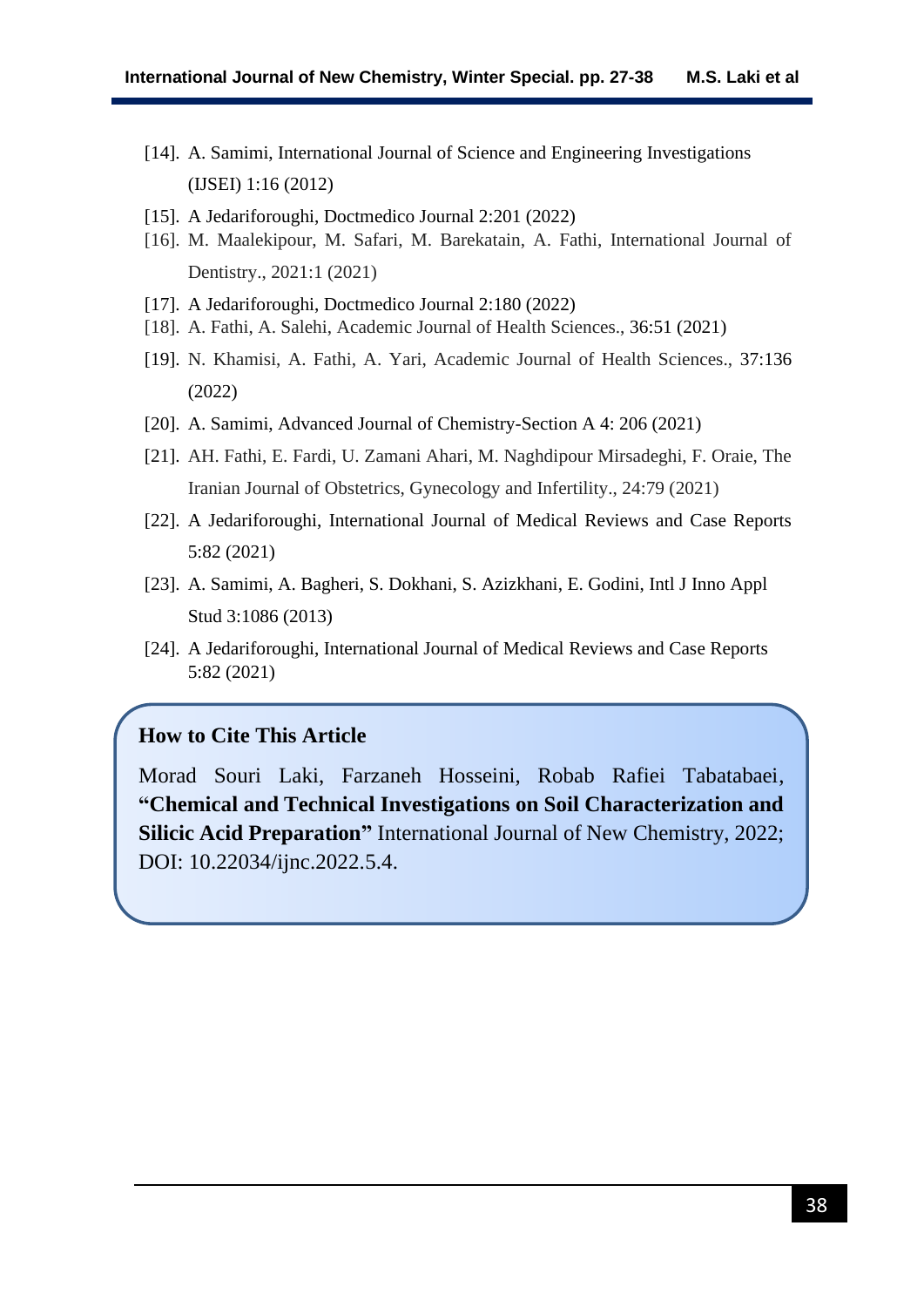[14]. A. Samimi, International Journal of Science and Engineering Investigations (IJSEI) 1:16 (2012)

[15]. A Jedariforoughi, Doctmedico Journal 2:201 (2022)

[16]. M. Maalekipour, M. Safari, M. Barekatain, A. Fathi, International Journal of Dentistry., 2021:1 (2021)

[17]. A Jedariforoughi, Doctmedico Journal 2:180 (2022)

[18]. A. Fathi, A. Salehi, Academic Journal of Health Sciences., 36:51 (2021)

[19]. N. Khamisi, A. Fathi, A. Yari, Academic Journal of Health Sciences., 37:136 (2022)

[20]. A. Samimi, Advanced Journal of Chemistry-Section A 4: 206 (2021)

[21]. AH. Fathi, E. Fardi, U. Zamani Ahari, M. Naghdipour Mirsadeghi, F. Oraie, The Iranian Journal of Obstetrics, Gynecology and Infertility., 24:79 (2021)

[22]. A Jedariforoughi, International Journal of Medical Reviews and Case Reports 5:82 (2021)

[23]. A. Samimi, A. Bagheri, S. Dokhani, S. Azizkhani, E. Godini, Intl J Inno Appl Stud 3:1086 (2013)

[24]. A Jedariforoughi, International Journal of Medical Reviews and Case Reports 5:82 (2021)

### How to Cite This Article

Morad Souri Laki, Farzaneh Hosseini, Robab Rafiei Tabatabaei, **"Chemical and Technical Investigations on Soil Characterization and Silicic Acid Preparation"** International Journal of New Chemistry, 2022; DOI: 10.22034/ijnc.2022.5.4.